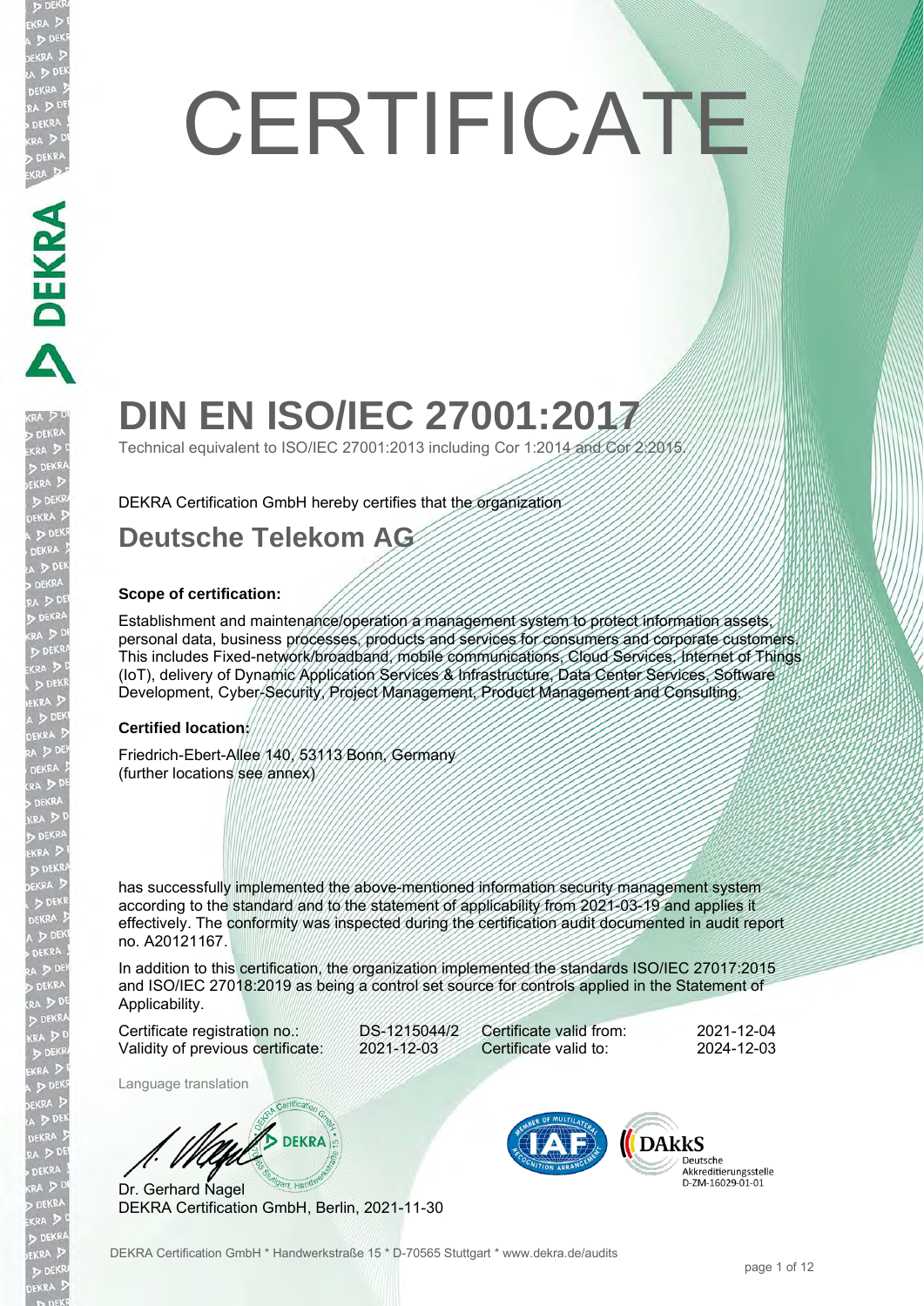# CERTIFICATE

# DIN EN ISO/IEC 27001:2017

Technical equivalent to ISO/IEC 27001:2013 including Cor 1:2014 and Cor 2:2015.

DEKRA Certification GmbH hereby certifies that the organization

## Deutsche Telekom AG

**Scope of certification:**

Establishment and maintenance/operation a management system to protect information assets, personal data, business processes, products and services for consumers and corporate customers. This includes Fixed-network/broadband, mobile communications, Cloud Services, Internet of Things (IoT), delivery of Dynamic Application Services & Infrastructure, Data Center Services, Software Development, Cyber-Security, Project Management, Product Management and Consulting.

**Certified location:**

Friedrich-Ebert-Allee 140, 53113 Bonn, Germany
(further locations see annex)

has successfully implemented the above-mentioned information security management system according to the standard and to the statement of applicability from 2021-03-19 and applies it effectively. The conformity was inspected during the certification audit documented in audit report no. A20121167.

In addition to this certification, the organization implemented the standards ISO/IEC 27017:2015 and ISO/IEC 27018:2019 as being a control set source for controls applied in the Statement of Applicability.

| | | | |
|---|---|---|---|
| Certificate registration no.: | DS-1215044/2 | Certificate valid from: | 2021-12-04 |
| Validity of previous certificate: | 2021-12-03 | Certificate valid to: | 2024-12-03 |

Language translation

Dr. Gerhard Nagel
DEKRA Certification GmbH, Berlin, 2021-11-30

DAkkS Deutsche Akkreditierungsstelle D-ZM-16029-01-01

DEKRA Certification GmbH * Handwerkstraße 15 * D-70565 Stuttgart * www.dekra.de/audits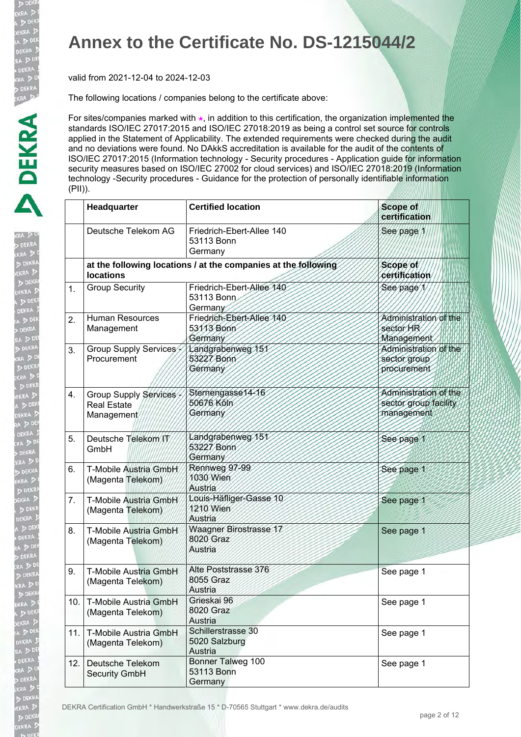# Annex to the Certificate No. DS-1215044/2

valid from 2021-12-04 to 2024-12-03

The following locations / companies belong to the certificate above:

For sites/companies marked with ⭑, in addition to this certification, the organization implemented the standards ISO/IEC 27017:2015 and ISO/IEC 27018:2019 as being a control set source for controls applied in the Statement of Applicability. The extended requirements were checked during the audit and no deviations were found. No DAkkS accreditation is available for the audit of the contents of ISO/IEC 27017:2015 (Information technology - Security procedures - Application guide for information security measures based on ISO/IEC 27002 for cloud services) and ISO/IEC 27018:2019 (Information technology -Security procedures - Guidance for the protection of personally identifiable information (PII)).

| | Headquarter | Certified location | Scope of certification |
|---|---|---|---|
| | Deutsche Telekom AG | Friedrich-Ebert-Allee 140<br>53113 Bonn<br>Germany | See page 1 |
| | **at the following locations / at the companies at the following locations** | | **Scope of certification** |
| 1. | Group Security | Friedrich-Ebert-Allee 140<br>53113 Bonn<br>Germany | See page 1 |
| 2. | Human Resources Management | Friedrich-Ebert-Allee 140<br>53113 Bonn<br>Germany | Administration of the sector HR Management |
| 3. | Group Supply Services - Procurement | Landgrabenweg 151<br>53227 Bonn<br>Germany | Administration of the sector group procurement |
| 4. | Group Supply Services - Real Estate Management | Sternengasse14-16<br>50676 Köln<br>Germany | Administration of the sector group facility management |
| 5. | Deutsche Telekom IT GmbH | Landgrabenweg 151<br>53227 Bonn<br>Germany | See page 1 |
| 6. | T-Mobile Austria GmbH (Magenta Telekom) | Rennweg 97-99<br>1030 Wien<br>Austria | See page 1 |
| 7. | T-Mobile Austria GmbH (Magenta Telekom) | Louis-Häfliger-Gasse 10<br>1210 Wien<br>Austria | See page 1 |
| 8. | T-Mobile Austria GmbH (Magenta Telekom) | Waagner Birostrasse 17<br>8020 Graz<br>Austria | See page 1 |
| 9. | T-Mobile Austria GmbH (Magenta Telekom) | Alte Poststrasse 376<br>8055 Graz<br>Austria | See page 1 |
| 10. | T-Mobile Austria GmbH (Magenta Telekom) | Grieskai 96<br>8020 Graz<br>Austria | See page 1 |
| 11. | T-Mobile Austria GmbH (Magenta Telekom) | Schillerstrasse 30<br>5020 Salzburg<br>Austria | See page 1 |
| 12. | Deutsche Telekom Security GmbH | Bonner Talweg 100<br>53113 Bonn<br>Germany | See page 1 |

DEKRA Certification GmbH * Handwerkstraße 15 * D-70565 Stuttgart * www.dekra.de/audits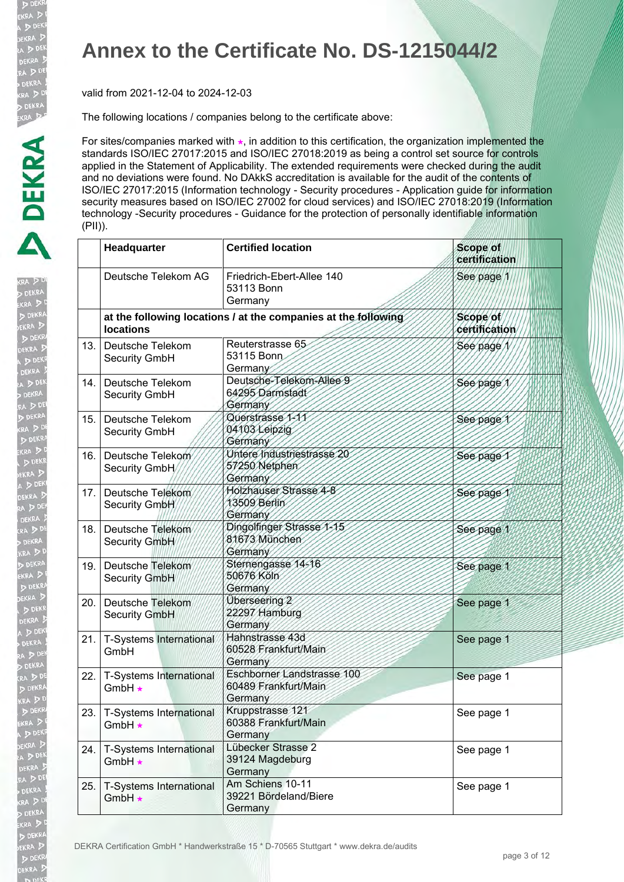# Annex to the Certificate No. DS-1215044/2

valid from 2021-12-04 to 2024-12-03

The following locations / companies belong to the certificate above:

For sites/companies marked with ★, in addition to this certification, the organization implemented the standards ISO/IEC 27017:2015 and ISO/IEC 27018:2019 as being a control set source for controls applied in the Statement of Applicability. The extended requirements were checked during the audit and no deviations were found. No DAkkS accreditation is available for the audit of the contents of ISO/IEC 27017:2015 (Information technology - Security procedures - Application guide for information security measures based on ISO/IEC 27002 for cloud services) and ISO/IEC 27018:2019 (Information technology -Security procedures - Guidance for the protection of personally identifiable information (PII)).

| | Headquarter | Certified location | Scope of certification |
|---|---|---|---|
| | Deutsche Telekom AG | Friedrich-Ebert-Allee 140<br>53113 Bonn<br>Germany | See page 1 |
| | **at the following locations / at the companies at the following locations** | | **Scope of certification** |
| 13. | Deutsche Telekom Security GmbH | Reuterstrasse 65<br>53115 Bonn<br>Germany | See page 1 |
| 14. | Deutsche Telekom Security GmbH | Deutsche-Telekom-Allee 9<br>64295 Darmstadt<br>Germany | See page 1 |
| 15. | Deutsche Telekom Security GmbH | Querstrasse 1-11<br>04103 Leipzig<br>Germany | See page 1 |
| 16. | Deutsche Telekom Security GmbH | Untere Industriestrasse 20<br>57250 Netphen<br>Germany | See page 1 |
| 17. | Deutsche Telekom Security GmbH | Holzhauser Strasse 4-8<br>13509 Berlin<br>Germany | See page 1 |
| 18. | Deutsche Telekom Security GmbH | Dingolfinger Strasse 1-15<br>81673 München<br>Germany | See page 1 |
| 19. | Deutsche Telekom Security GmbH | Sternengasse 14-16<br>50676 Köln<br>Germany | See page 1 |
| 20. | Deutsche Telekom Security GmbH | Überseering 2<br>22297 Hamburg<br>Germany | See page 1 |
| 21. | T-Systems International GmbH | Hahnstrasse 43d<br>60528 Frankfurt/Main<br>Germany | See page 1 |
| 22. | T-Systems International GmbH ★ | Eschborner Landstrasse 100<br>60489 Frankfurt/Main<br>Germany | See page 1 |
| 23. | T-Systems International GmbH ★ | Kruppstrasse 121<br>60388 Frankfurt/Main<br>Germany | See page 1 |
| 24. | T-Systems International GmbH ★ | Lübecker Strasse 2<br>39124 Magdeburg<br>Germany | See page 1 |
| 25. | T-Systems International GmbH ★ | Am Schiens 10-11<br>39221 Bördeland/Biere<br>Germany | See page 1 |

DEKRA Certification GmbH * Handwerkstraße 15 * D-70565 Stuttgart * www.dekra.de/audits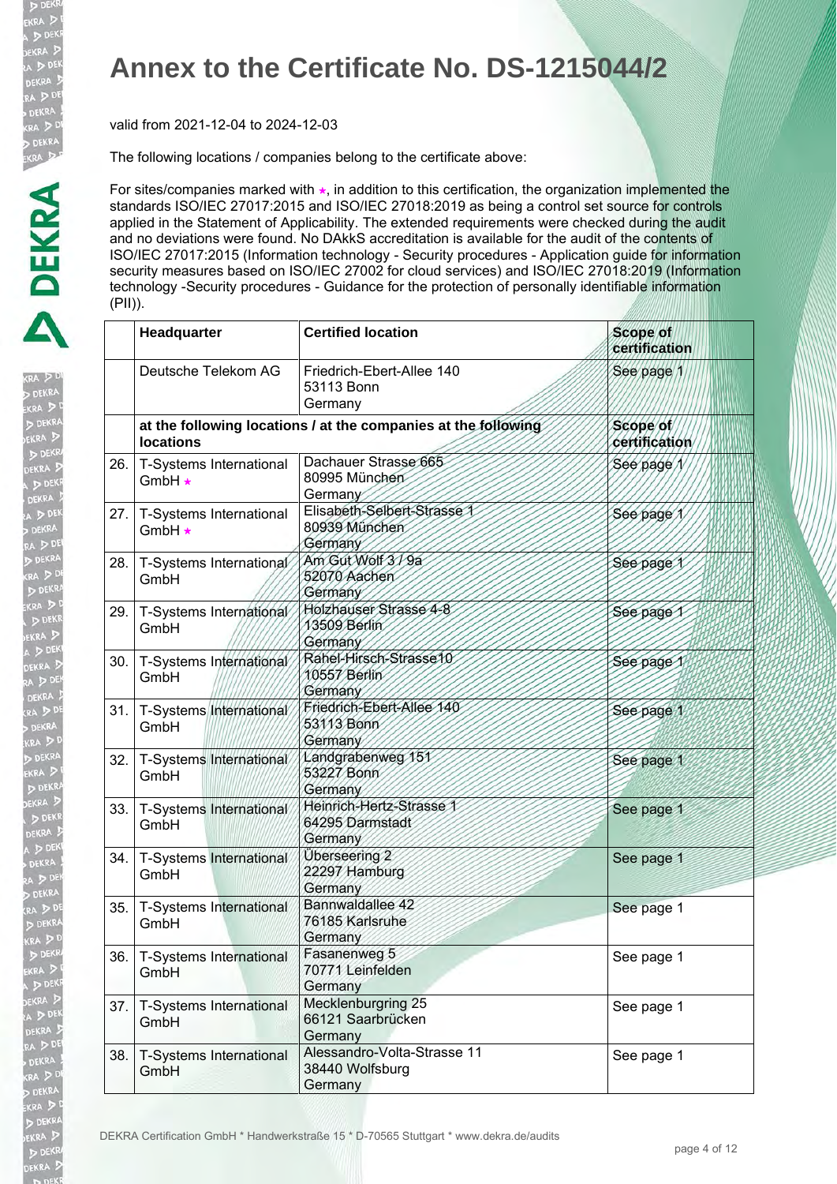# Annex to the Certificate No. DS-1215044/2

valid from 2021-12-04 to 2024-12-03

The following locations / companies belong to the certificate above:

For sites/companies marked with ⭑, in addition to this certification, the organization implemented the standards ISO/IEC 27017:2015 and ISO/IEC 27018:2019 as being a control set source for controls applied in the Statement of Applicability. The extended requirements were checked during the audit and no deviations were found. No DAkkS accreditation is available for the audit of the contents of ISO/IEC 27017:2015 (Information technology - Security procedures - Application guide for information security measures based on ISO/IEC 27002 for cloud services) and ISO/IEC 27018:2019 (Information technology -Security procedures - Guidance for the protection of personally identifiable information (PII)).

| | Headquarter | Certified location | Scope of certification |
|---|---|---|---|
| | Deutsche Telekom AG | Friedrich-Ebert-Allee 140<br>53113 Bonn<br>Germany | See page 1 |
| | **at the following locations / at the companies at the following locations** | | **Scope of certification** |
| 26. | T-Systems International GmbH ⭑ | Dachauer Strasse 665<br>80995 München<br>Germany | See page 1 |
| 27. | T-Systems International GmbH ⭑ | Elisabeth-Selbert-Strasse 1<br>80939 München<br>Germany | See page 1 |
| 28. | T-Systems International GmbH | Am Gut Wolf 3 / 9a<br>52070 Aachen<br>Germany | See page 1 |
| 29. | T-Systems International GmbH | Holzhauser Strasse 4-8<br>13509 Berlin<br>Germany | See page 1 |
| 30. | T-Systems International GmbH | Rahel-Hirsch-Strasse10<br>10557 Berlin<br>Germany | See page 1 |
| 31. | T-Systems International GmbH | Friedrich-Ebert-Allee 140<br>53113 Bonn<br>Germany | See page 1 |
| 32. | T-Systems International GmbH | Landgrabenweg 151<br>53227 Bonn<br>Germany | See page 1 |
| 33. | T-Systems International GmbH | Heinrich-Hertz-Strasse 1<br>64295 Darmstadt<br>Germany | See page 1 |
| 34. | T-Systems International GmbH | Überseering 2<br>22297 Hamburg<br>Germany | See page 1 |
| 35. | T-Systems International GmbH | Bannwaldallee 42<br>76185 Karlsruhe<br>Germany | See page 1 |
| 36. | T-Systems International GmbH | Fasanenweg 5<br>70771 Leinfelden<br>Germany | See page 1 |
| 37. | T-Systems International GmbH | Mecklenburgring 25<br>66121 Saarbrücken<br>Germany | See page 1 |
| 38. | T-Systems International GmbH | Alessandro-Volta-Strasse 11<br>38440 Wolfsburg<br>Germany | See page 1 |

DEKRA Certification GmbH * Handwerkstraße 15 * D-70565 Stuttgart * www.dekra.de/audits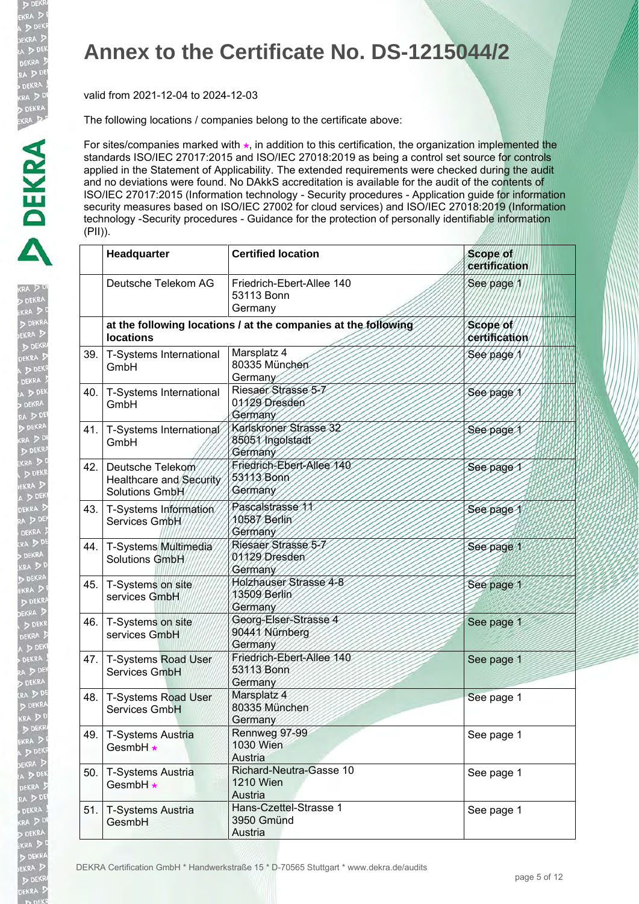# Annex to the Certificate No. DS-1215044/2

valid from 2021-12-04 to 2024-12-03

The following locations / companies belong to the certificate above:

For sites/companies marked with ★, in addition to this certification, the organization implemented the standards ISO/IEC 27017:2015 and ISO/IEC 27018:2019 as being a control set source for controls applied in the Statement of Applicability. The extended requirements were checked during the audit and no deviations were found. No DAkkS accreditation is available for the audit of the contents of ISO/IEC 27017:2015 (Information technology - Security procedures - Application guide for information security measures based on ISO/IEC 27002 for cloud services) and ISO/IEC 27018:2019 (Information technology -Security procedures - Guidance for the protection of personally identifiable information (PII)).

| | Headquarter | Certified location | Scope of certification |
|---|---|---|---|
| | Deutsche Telekom AG | Friedrich-Ebert-Allee 140<br>53113 Bonn<br>Germany | See page 1 |
| | **at the following locations / at the companies at the following locations** | | **Scope of certification** |
| 39. | T-Systems International GmbH | Marsplatz 4<br>80335 München<br>Germany | See page 1 |
| 40. | T-Systems International GmbH | Riesaer Strasse 5-7<br>01129 Dresden<br>Germany | See page 1 |
| 41. | T-Systems International GmbH | Karlskroner Strasse 32<br>85051 Ingolstadt<br>Germany | See page 1 |
| 42. | Deutsche Telekom Healthcare and Security Solutions GmbH | Friedrich-Ebert-Allee 140<br>53113 Bonn<br>Germany | See page 1 |
| 43. | T-Systems Information Services GmbH | Pascalstrasse 11<br>10587 Berlin<br>Germany | See page 1 |
| 44. | T-Systems Multimedia Solutions GmbH | Riesaer Strasse 5-7<br>01129 Dresden<br>Germany | See page 1 |
| 45. | T-Systems on site services GmbH | Holzhauser Strasse 4-8<br>13509 Berlin<br>Germany | See page 1 |
| 46. | T-Systems on site services GmbH | Georg-Elser-Strasse 4<br>90441 Nürnberg<br>Germany | See page 1 |
| 47. | T-Systems Road User Services GmbH | Friedrich-Ebert-Allee 140<br>53113 Bonn<br>Germany | See page 1 |
| 48. | T-Systems Road User Services GmbH | Marsplatz 4<br>80335 München<br>Germany | See page 1 |
| 49. | T-Systems Austria GesmbH ★ | Rennweg 97-99<br>1030 Wien<br>Austria | See page 1 |
| 50. | T-Systems Austria GesmbH ★ | Richard-Neutra-Gasse 10<br>1210 Wien<br>Austria | See page 1 |
| 51. | T-Systems Austria GesmbH | Hans-Czettel-Strasse 1<br>3950 Gmünd<br>Austria | See page 1 |

DEKRA Certification GmbH * Handwerkstraße 15 * D-70565 Stuttgart * www.dekra.de/audits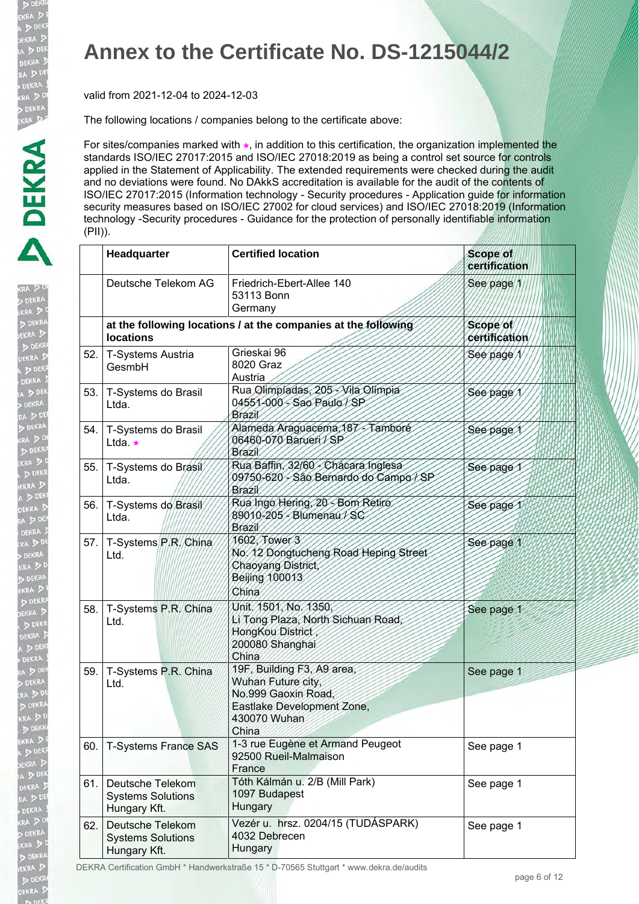# Annex to the Certificate No. DS-1215044/2

valid from 2021-12-04 to 2024-12-03

The following locations / companies belong to the certificate above:

For sites/companies marked with ★, in addition to this certification, the organization implemented the standards ISO/IEC 27017:2015 and ISO/IEC 27018:2019 as being a control set source for controls applied in the Statement of Applicability. The extended requirements were checked during the audit and no deviations were found. No DAkkS accreditation is available for the audit of the contents of ISO/IEC 27017:2015 (Information technology - Security procedures - Application guide for information security measures based on ISO/IEC 27002 for cloud services) and ISO/IEC 27018:2019 (Information technology -Security procedures - Guidance for the protection of personally identifiable information (PII)).

| | Headquarter | Certified location | Scope of certification |
|---|---|---|---|
| | Deutsche Telekom AG | Friedrich-Ebert-Allee 140<br>53113 Bonn<br>Germany | See page 1 |
| | **at the following locations / at the companies at the following locations** | | **Scope of certification** |
| 52. | T-Systems Austria GesmbH | Grieskai 96<br>8020 Graz<br>Austria | See page 1 |
| 53. | T-Systems do Brasil Ltda. | Rua Olimpíadas, 205 - Vila Olímpia<br>04551-000 - Sao Paulo / SP<br>Brazil | See page 1 |
| 54. | T-Systems do Brasil Ltda. ★ | Alameda Araguacema,187 - Tamboré<br>06460-070 Barueri / SP<br>Brazil | See page 1 |
| 55. | T-Systems do Brasil Ltda. | Rua Baffin, 32/60 - Chácara Inglesa<br>09750-620 - São Bernardo do Campo / SP<br>Brazil | See page 1 |
| 56. | T-Systems do Brasil Ltda. | Rua Ingo Hering, 20 - Bom Retiro<br>89010-205 - Blumenau / SC<br>Brazil | See page 1 |
| 57. | T-Systems P.R. China Ltd. | 1602, Tower 3<br>No. 12 Dongtucheng Road Heping Street<br>Chaoyang District,<br>Beijing 100013<br>China | See page 1 |
| 58. | T-Systems P.R. China Ltd. | Unit. 1501, No. 1350,<br>Li Tong Plaza, North Sichuan Road,<br>HongKou District ,<br>200080 Shanghai<br>China | See page 1 |
| 59. | T-Systems P.R. China Ltd. | 19F, Building F3, A9 area,<br>Wuhan Future city,<br>No.999 Gaoxin Road,<br>Eastlake Development Zone,<br>430070 Wuhan<br>China | See page 1 |
| 60. | T-Systems France SAS | 1-3 rue Eugène et Armand Peugeot<br>92500 Rueil-Malmaison<br>France | See page 1 |
| 61. | Deutsche Telekom Systems Solutions Hungary Kft. | Tóth Kálmán u. 2/B (Mill Park)<br>1097 Budapest<br>Hungary | See page 1 |
| 62. | Deutsche Telekom Systems Solutions Hungary Kft. | Vezér u. hrsz. 0204/15 (TUDÁSPARK)<br>4032 Debrecen<br>Hungary | See page 1 |

DEKRA Certification GmbH * Handwerkstraße 15 * D-70565 Stuttgart * www.dekra.de/audits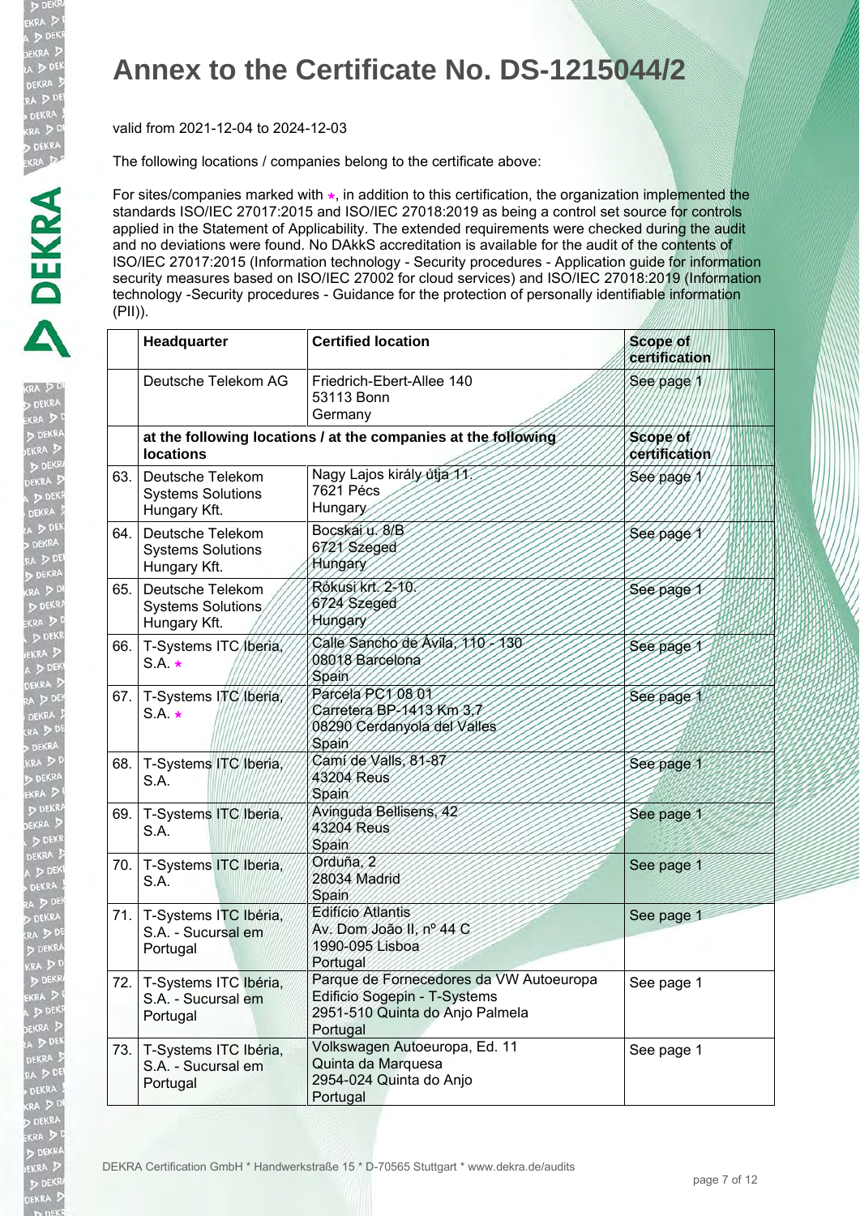# Annex to the Certificate No. DS-1215044/2

valid from 2021-12-04 to 2024-12-03

The following locations / companies belong to the certificate above:

For sites/companies marked with ★, in addition to this certification, the organization implemented the standards ISO/IEC 27017:2015 and ISO/IEC 27018:2019 as being a control set source for controls applied in the Statement of Applicability. The extended requirements were checked during the audit and no deviations were found. No DAkkS accreditation is available for the audit of the contents of ISO/IEC 27017:2015 (Information technology - Security procedures - Application guide for information security measures based on ISO/IEC 27002 for cloud services) and ISO/IEC 27018:2019 (Information technology -Security procedures - Guidance for the protection of personally identifiable information (PII)).

| | Headquarter | Certified location | Scope of certification |
|---|---|---|---|
| | Deutsche Telekom AG | Friedrich-Ebert-Allee 140<br>53113 Bonn<br>Germany | See page 1 |
| | **at the following locations / at the companies at the following locations** | | **Scope of certification** |
| 63. | Deutsche Telekom Systems Solutions Hungary Kft. | Nagy Lajos király útja 11.<br>7621 Pécs<br>Hungary | See page 1 |
| 64. | Deutsche Telekom Systems Solutions Hungary Kft. | Bocskai u. 8/B<br>6721 Szeged<br>Hungary | See page 1 |
| 65. | Deutsche Telekom Systems Solutions Hungary Kft. | Rókusi krt. 2-10.<br>6724 Szeged<br>Hungary | See page 1 |
| 66. | T-Systems ITC Iberia, S.A. ★ | Calle Sancho de Ávila, 110 - 130<br>08018 Barcelona<br>Spain | See page 1 |
| 67. | T-Systems ITC Iberia, S.A. ★ | Parcela PC1 08 01<br>Carretera BP-1413 Km 3,7<br>08290 Cerdanyola del Valles<br>Spain | See page 1 |
| 68. | T-Systems ITC Iberia, S.A. | Camí de Valls, 81-87<br>43204 Reus<br>Spain | See page 1 |
| 69. | T-Systems ITC Iberia, S.A. | Avinguda Bellisens, 42<br>43204 Reus<br>Spain | See page 1 |
| 70. | T-Systems ITC Iberia, S.A. | Orduña, 2<br>28034 Madrid<br>Spain | See page 1 |
| 71. | T-Systems ITC Ibéria, S.A. - Sucursal em Portugal | Edifício Atlantis<br>Av. Dom João II, nº 44 C<br>1990-095 Lisboa<br>Portugal | See page 1 |
| 72. | T-Systems ITC Ibéria, S.A. - Sucursal em Portugal | Parque de Fornecedores da VW Autoeuropa<br>Edificio Sogepin - T-Systems<br>2951-510 Quinta do Anjo Palmela<br>Portugal | See page 1 |
| 73. | T-Systems ITC Ibéria, S.A. - Sucursal em Portugal | Volkswagen Autoeuropa, Ed. 11<br>Quinta da Marquesa<br>2954-024 Quinta do Anjo<br>Portugal | See page 1 |

DEKRA Certification GmbH * Handwerkstraße 15 * D-70565 Stuttgart * www.dekra.de/audits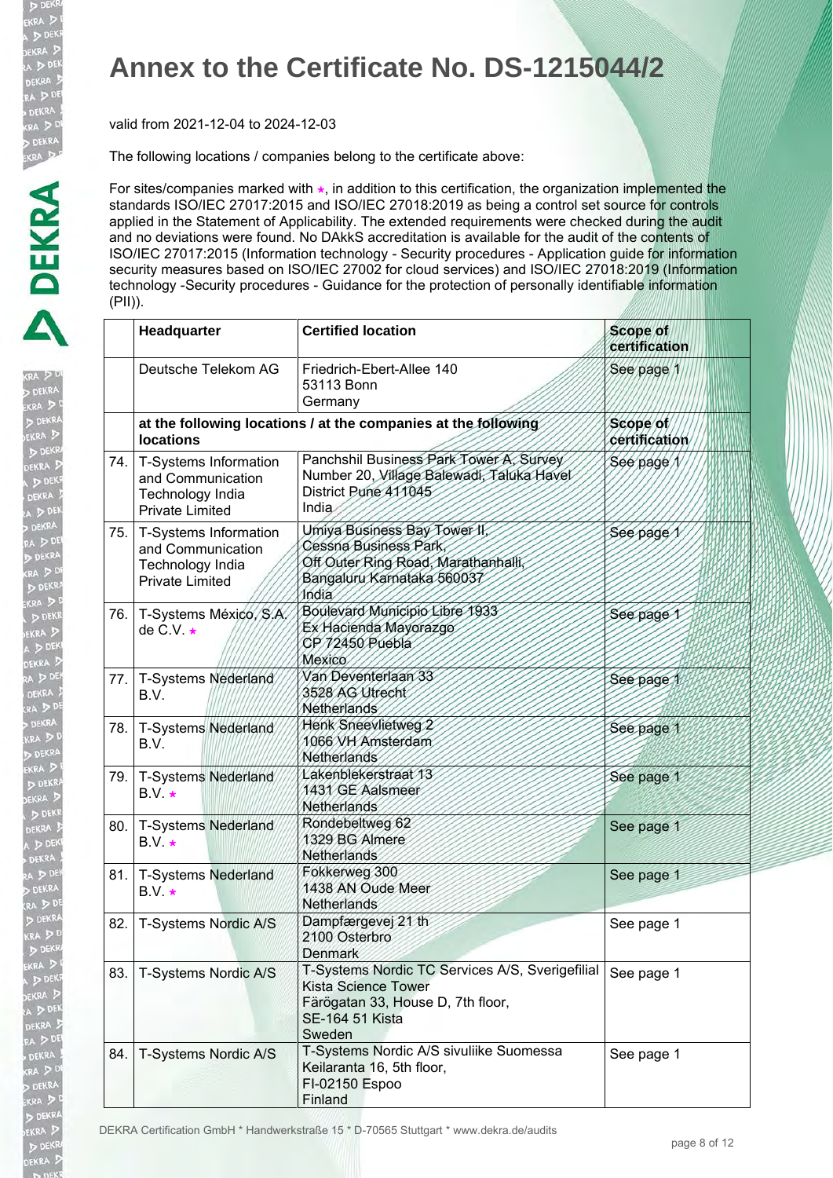# Annex to the Certificate No. DS-1215044/2

valid from 2021-12-04 to 2024-12-03

The following locations / companies belong to the certificate above:

For sites/companies marked with ⋆, in addition to this certification, the organization implemented the standards ISO/IEC 27017:2015 and ISO/IEC 27018:2019 as being a control set source for controls applied in the Statement of Applicability. The extended requirements were checked during the audit and no deviations were found. No DAkkS accreditation is available for the audit of the contents of ISO/IEC 27017:2015 (Information technology - Security procedures - Application guide for information security measures based on ISO/IEC 27002 for cloud services) and ISO/IEC 27018:2019 (Information technology -Security procedures - Guidance for the protection of personally identifiable information (PII)).

| | Headquarter | Certified location | Scope of certification |
|---|---|---|---|
| | Deutsche Telekom AG | Friedrich-Ebert-Allee 140<br>53113 Bonn<br>Germany | See page 1 |
| | **at the following locations / at the companies at the following locations** | | **Scope of certification** |
| 74. | T-Systems Information and Communication Technology India Private Limited | Panchshil Business Park Tower A, Survey Number 20, Village Balewadi, Taluka Havel District Pune 411045<br>India | See page 1 |
| 75. | T-Systems Information and Communication Technology India Private Limited | Umiya Business Bay Tower II,<br>Cessna Business Park,<br>Off Outer Ring Road, Marathanhalli,<br>Bangaluru Karnataka 560037<br>India | See page 1 |
| 76. | T-Systems México, S.A. de C.V. ⋆ | Boulevard Municipio Libre 1933<br>Ex Hacienda Mayorazgo<br>CP 72450 Puebla<br>Mexico | See page 1 |
| 77. | T-Systems Nederland B.V. | Van Deventerlaan 33<br>3528 AG Utrecht<br>Netherlands | See page 1 |
| 78. | T-Systems Nederland B.V. | Henk Sneevlietweg 2<br>1066 VH Amsterdam<br>Netherlands | See page 1 |
| 79. | T-Systems Nederland B.V. ⋆ | Lakenblekerstraat 13<br>1431 GE Aalsmeer<br>Netherlands | See page 1 |
| 80. | T-Systems Nederland B.V. ⋆ | Rondebeltweg 62<br>1329 BG Almere<br>Netherlands | See page 1 |
| 81. | T-Systems Nederland B.V. ⋆ | Fokkerweg 300<br>1438 AN Oude Meer<br>Netherlands | See page 1 |
| 82. | T-Systems Nordic A/S | Dampfærgevej 21 th<br>2100 Osterbro<br>Denmark | See page 1 |
| 83. | T-Systems Nordic A/S | T-Systems Nordic TC Services A/S, Sverigefilial<br>Kista Science Tower<br>Färögatan 33, House D, 7th floor,<br>SE-164 51 Kista<br>Sweden | See page 1 |
| 84. | T-Systems Nordic A/S | T-Systems Nordic A/S sivuliike Suomessa<br>Keilaranta 16, 5th floor,<br>FI-02150 Espoo<br>Finland | See page 1 |

DEKRA Certification GmbH * Handwerkstraße 15 * D-70565 Stuttgart * www.dekra.de/audits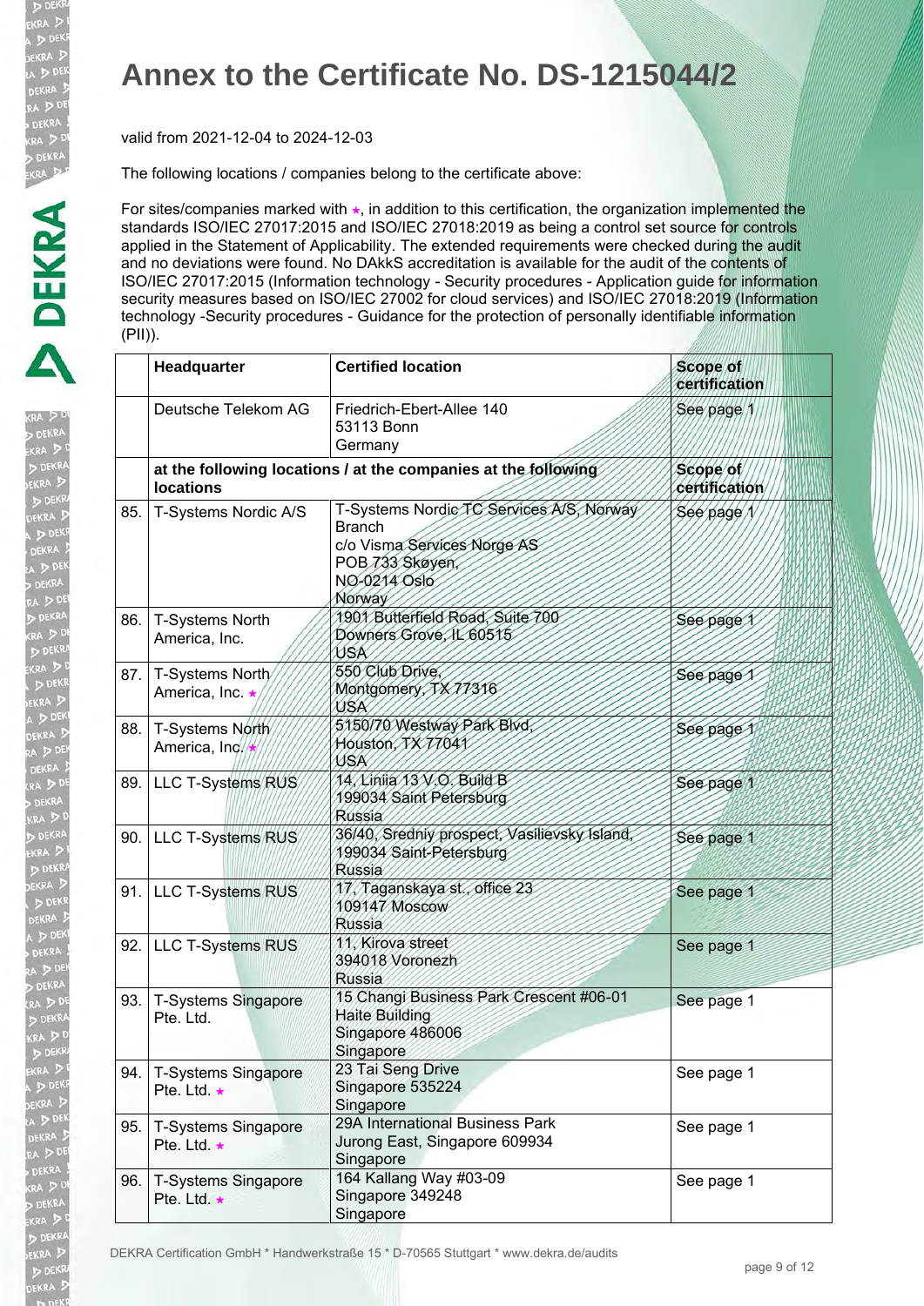# Annex to the Certificate No. DS-1215044/2

valid from 2021-12-04 to 2024-12-03

The following locations / companies belong to the certificate above:

For sites/companies marked with ⋆, in addition to this certification, the organization implemented the standards ISO/IEC 27017:2015 and ISO/IEC 27018:2019 as being a control set source for controls applied in the Statement of Applicability. The extended requirements were checked during the audit and no deviations were found. No DAkkS accreditation is available for the audit of the contents of ISO/IEC 27017:2015 (Information technology - Security procedures - Application guide for information security measures based on ISO/IEC 27002 for cloud services) and ISO/IEC 27018:2019 (Information technology -Security procedures - Guidance for the protection of personally identifiable information (PII)).

| | Headquarter | Certified location | Scope of certification |
|---|---|---|---|
| | Deutsche Telekom AG | Friedrich-Ebert-Allee 140<br>53113 Bonn<br>Germany | See page 1 |
| | **at the following locations / at the companies at the following locations** | | **Scope of certification** |
| 85. | T-Systems Nordic A/S | T-Systems Nordic TC Services A/S, Norway Branch<br>c/o Visma Services Norge AS<br>POB 733 Skøyen,<br>NO-0214 Oslo<br>Norway | See page 1 |
| 86. | T-Systems North America, Inc. | 1901 Butterfield Road, Suite 700<br>Downers Grove, IL 60515<br>USA | See page 1 |
| 87. | T-Systems North America, Inc. ⋆ | 550 Club Drive,<br>Montgomery, TX 77316<br>USA | See page 1 |
| 88. | T-Systems North America, Inc. ⋆ | 5150/70 Westway Park Blvd,<br>Houston, TX 77041<br>USA | See page 1 |
| 89. | LLC T-Systems RUS | 14, Liniia 13 V.O. Build B<br>199034 Saint Petersburg<br>Russia | See page 1 |
| 90. | LLC T-Systems RUS | 36/40, Sredniy prospect, Vasilievsky Island,<br>199034 Saint-Petersburg<br>Russia | See page 1 |
| 91. | LLC T-Systems RUS | 17, Taganskaya st., office 23<br>109147 Moscow<br>Russia | See page 1 |
| 92. | LLC T-Systems RUS | 11, Kirova street<br>394018 Voronezh<br>Russia | See page 1 |
| 93. | T-Systems Singapore Pte. Ltd. | 15 Changi Business Park Crescent #06-01<br>Haite Building<br>Singapore 486006<br>Singapore | See page 1 |
| 94. | T-Systems Singapore Pte. Ltd. ⋆ | 23 Tai Seng Drive<br>Singapore 535224<br>Singapore | See page 1 |
| 95. | T-Systems Singapore Pte. Ltd. ⋆ | 29A International Business Park<br>Jurong East, Singapore 609934<br>Singapore | See page 1 |
| 96. | T-Systems Singapore Pte. Ltd. ⋆ | 164 Kallang Way #03-09<br>Singapore 349248<br>Singapore | See page 1 |

DEKRA Certification GmbH * Handwerkstraße 15 * D-70565 Stuttgart * www.dekra.de/audits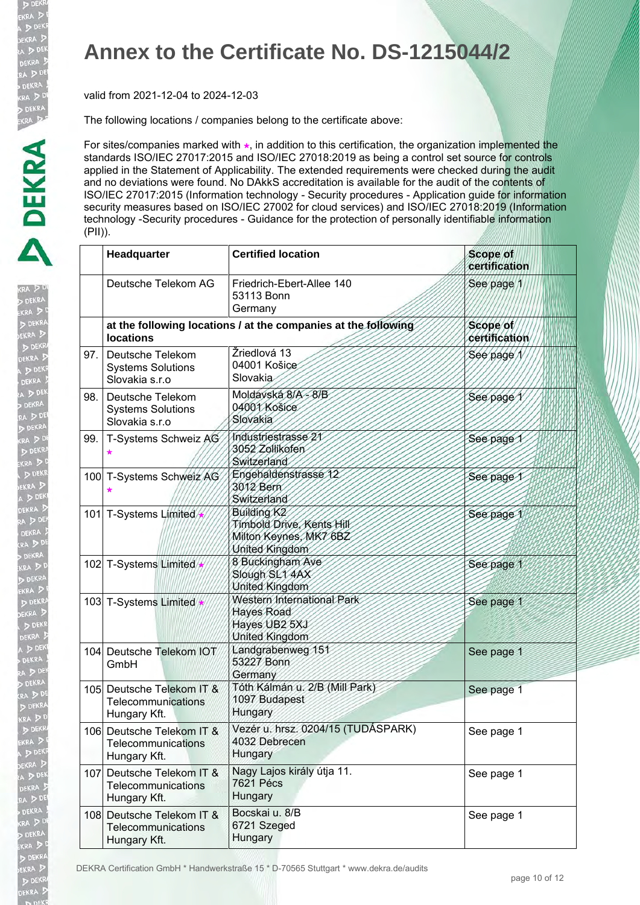# Annex to the Certificate No. DS-1215044/2

valid from 2021-12-04 to 2024-12-03

The following locations / companies belong to the certificate above:

For sites/companies marked with ★, in addition to this certification, the organization implemented the standards ISO/IEC 27017:2015 and ISO/IEC 27018:2019 as being a control set source for controls applied in the Statement of Applicability. The extended requirements were checked during the audit and no deviations were found. No DAkkS accreditation is available for the audit of the contents of ISO/IEC 27017:2015 (Information technology - Security procedures - Application guide for information security measures based on ISO/IEC 27002 for cloud services) and ISO/IEC 27018:2019 (Information technology -Security procedures - Guidance for the protection of personally identifiable information (PII)).

| | Headquarter | Certified location | Scope of certification |
|---|---|---|---|
| | Deutsche Telekom AG | Friedrich-Ebert-Allee 140<br>53113 Bonn<br>Germany | See page 1 |
| | **at the following locations / at the companies at the following locations** | | **Scope of certification** |
| 97. | Deutsche Telekom Systems Solutions Slovakia s.r.o | Žriedlová 13<br>04001 Košice<br>Slovakia | See page 1 |
| 98. | Deutsche Telekom Systems Solutions Slovakia s.r.o | Moldavská 8/A - 8/B<br>04001 Košice<br>Slovakia | See page 1 |
| 99. | T-Systems Schweiz AG ★ | Industriestrasse 21<br>3052 Zollikofen<br>Switzerland | See page 1 |
| 100 | T-Systems Schweiz AG ★ | Engehaldenstrasse 12<br>3012 Bern<br>Switzerland | See page 1 |
| 101 | T-Systems Limited ★ | Building K2<br>Timbold Drive, Kents Hill<br>Milton Keynes, MK7 6BZ<br>United Kingdom | See page 1 |
| 102 | T-Systems Limited ★ | 8 Buckingham Ave<br>Slough SL1 4AX<br>United Kingdom | See page 1 |
| 103 | T-Systems Limited ★ | Western International Park<br>Hayes Road<br>Hayes UB2 5XJ<br>United Kingdom | See page 1 |
| 104 | Deutsche Telekom IOT GmbH | Landgrabenweg 151<br>53227 Bonn<br>Germany | See page 1 |
| 105 | Deutsche Telekom IT & Telecommunications Hungary Kft. | Tóth Kálmán u. 2/B (Mill Park)<br>1097 Budapest<br>Hungary | See page 1 |
| 106 | Deutsche Telekom IT & Telecommunications Hungary Kft. | Vezér u. hrsz. 0204/15 (TUDÁSPARK)<br>4032 Debrecen<br>Hungary | See page 1 |
| 107 | Deutsche Telekom IT & Telecommunications Hungary Kft. | Nagy Lajos király útja 11.<br>7621 Pécs<br>Hungary | See page 1 |
| 108 | Deutsche Telekom IT & Telecommunications Hungary Kft. | Bocskai u. 8/B<br>6721 Szeged<br>Hungary | See page 1 |

DEKRA Certification GmbH * Handwerkstraße 15 * D-70565 Stuttgart * www.dekra.de/audits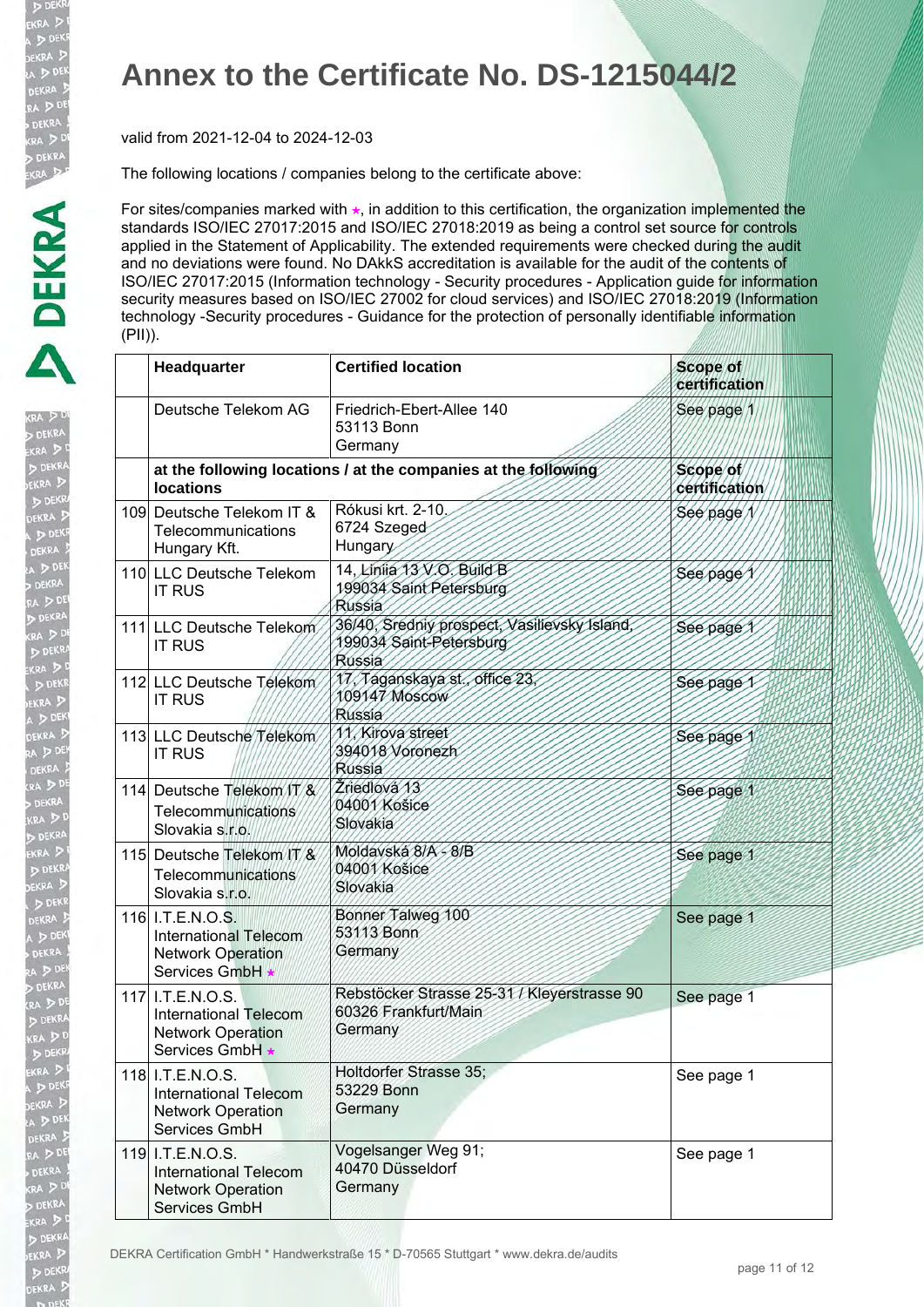# Annex to the Certificate No. DS-1215044/2

valid from 2021-12-04 to 2024-12-03

The following locations / companies belong to the certificate above:

For sites/companies marked with ★, in addition to this certification, the organization implemented the standards ISO/IEC 27017:2015 and ISO/IEC 27018:2019 as being a control set source for controls applied in the Statement of Applicability. The extended requirements were checked during the audit and no deviations were found. No DAkkS accreditation is available for the audit of the contents of ISO/IEC 27017:2015 (Information technology - Security procedures - Application guide for information security measures based on ISO/IEC 27002 for cloud services) and ISO/IEC 27018:2019 (Information technology -Security procedures - Guidance for the protection of personally identifiable information (PII)).

| | Headquarter | Certified location | Scope of certification |
|---|---|---|---|
| | Deutsche Telekom AG | Friedrich-Ebert-Allee 140<br>53113 Bonn<br>Germany | See page 1 |
| | **at the following locations / at the companies at the following locations** | | **Scope of certification** |
| 109 | Deutsche Telekom IT & Telecommunications Hungary Kft. | Rókusi krt. 2-10.<br>6724 Szeged<br>Hungary | See page 1 |
| 110 | LLC Deutsche Telekom IT RUS | 14, Liniia 13 V.O. Build B<br>199034 Saint Petersburg<br>Russia | See page 1 |
| 111 | LLC Deutsche Telekom IT RUS | 36/40, Sredniy prospect, Vasilievsky Island,<br>199034 Saint-Petersburg<br>Russia | See page 1 |
| 112 | LLC Deutsche Telekom IT RUS | 17, Taganskaya st., office 23,<br>109147 Moscow<br>Russia | See page 1 |
| 113 | LLC Deutsche Telekom IT RUS | 11, Kirova street<br>394018 Voronezh<br>Russia | See page 1 |
| 114 | Deutsche Telekom IT & Telecommunications Slovakia s.r.o. | Žriedlová 13<br>04001 Košice<br>Slovakia | See page 1 |
| 115 | Deutsche Telekom IT & Telecommunications Slovakia s.r.o. | Moldavská 8/A - 8/B<br>04001 Košice<br>Slovakia | See page 1 |
| 116 | I.T.E.N.O.S. International Telecom Network Operation Services GmbH ★ | Bonner Talweg 100<br>53113 Bonn<br>Germany | See page 1 |
| 117 | I.T.E.N.O.S. International Telecom Network Operation Services GmbH ★ | Rebstöcker Strasse 25-31 / Kleyerstrasse 90<br>60326 Frankfurt/Main<br>Germany | See page 1 |
| 118 | I.T.E.N.O.S. International Telecom Network Operation Services GmbH | Holtdorfer Strasse 35;<br>53229 Bonn<br>Germany | See page 1 |
| 119 | I.T.E.N.O.S. International Telecom Network Operation Services GmbH | Vogelsanger Weg 91;<br>40470 Düsseldorf<br>Germany | See page 1 |

DEKRA Certification GmbH * Handwerkstraße 15 * D-70565 Stuttgart * www.dekra.de/audits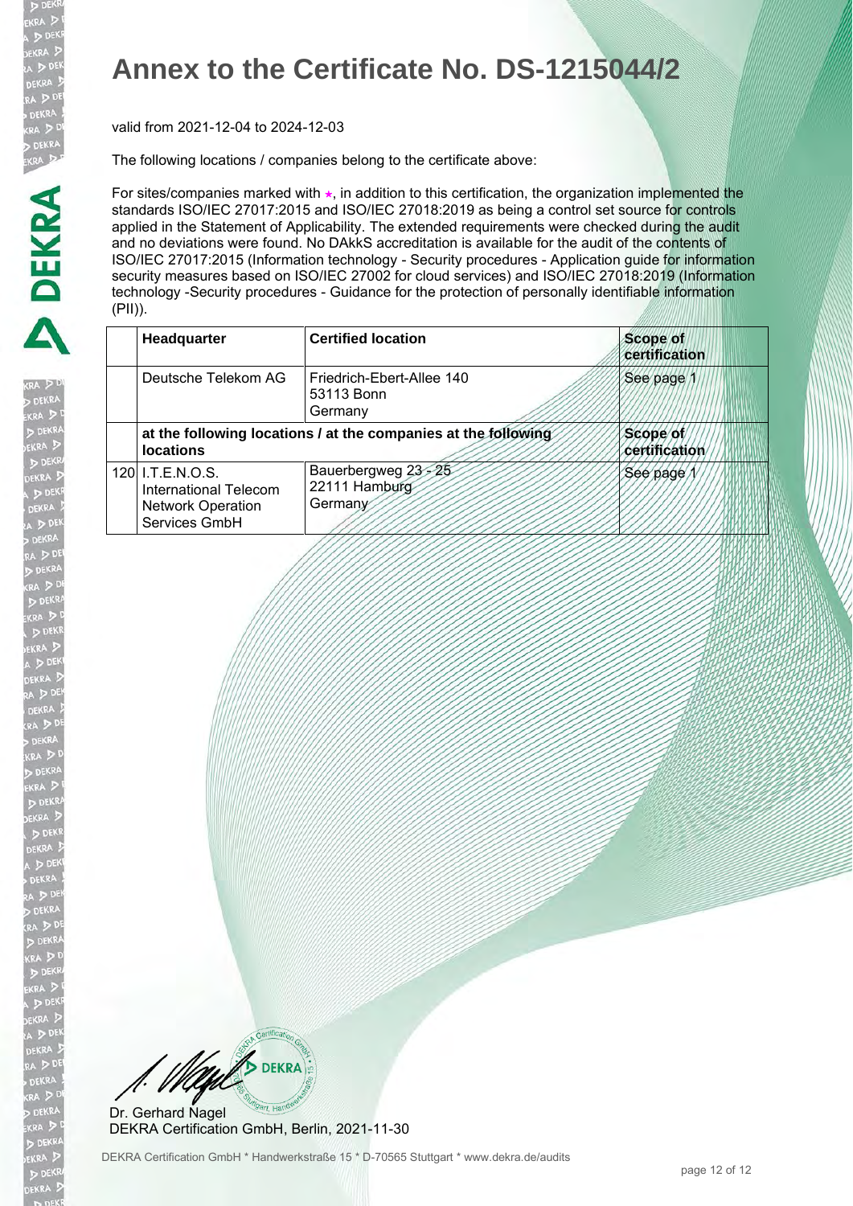# Annex to the Certificate No. DS-1215044/2

valid from 2021-12-04 to 2024-12-03

The following locations / companies belong to the certificate above:

For sites/companies marked with ★, in addition to this certification, the organization implemented the standards ISO/IEC 27017:2015 and ISO/IEC 27018:2019 as being a control set source for controls applied in the Statement of Applicability. The extended requirements were checked during the audit and no deviations were found. No DAkkS accreditation is available for the audit of the contents of ISO/IEC 27017:2015 (Information technology - Security procedures - Application guide for information security measures based on ISO/IEC 27002 for cloud services) and ISO/IEC 27018:2019 (Information technology -Security procedures - Guidance for the protection of personally identifiable information (PII)).

| | Headquarter | Certified location | Scope of certification |
|---|---|---|---|
| | Deutsche Telekom AG | Friedrich-Ebert-Allee 140<br>53113 Bonn<br>Germany | See page 1 |
| | **at the following locations / at the companies at the following locations** | | **Scope of certification** |
| 120 | I.T.E.N.O.S. International Telecom Network Operation Services GmbH | Bauerbergweg 23 - 25<br>22111 Hamburg<br>Germany | See page 1 |

Dr. Gerhard Nagel
DEKRA Certification GmbH, Berlin, 2021-11-30

DEKRA Certification GmbH * Handwerkstraße 15 * D-70565 Stuttgart * www.dekra.de/audits